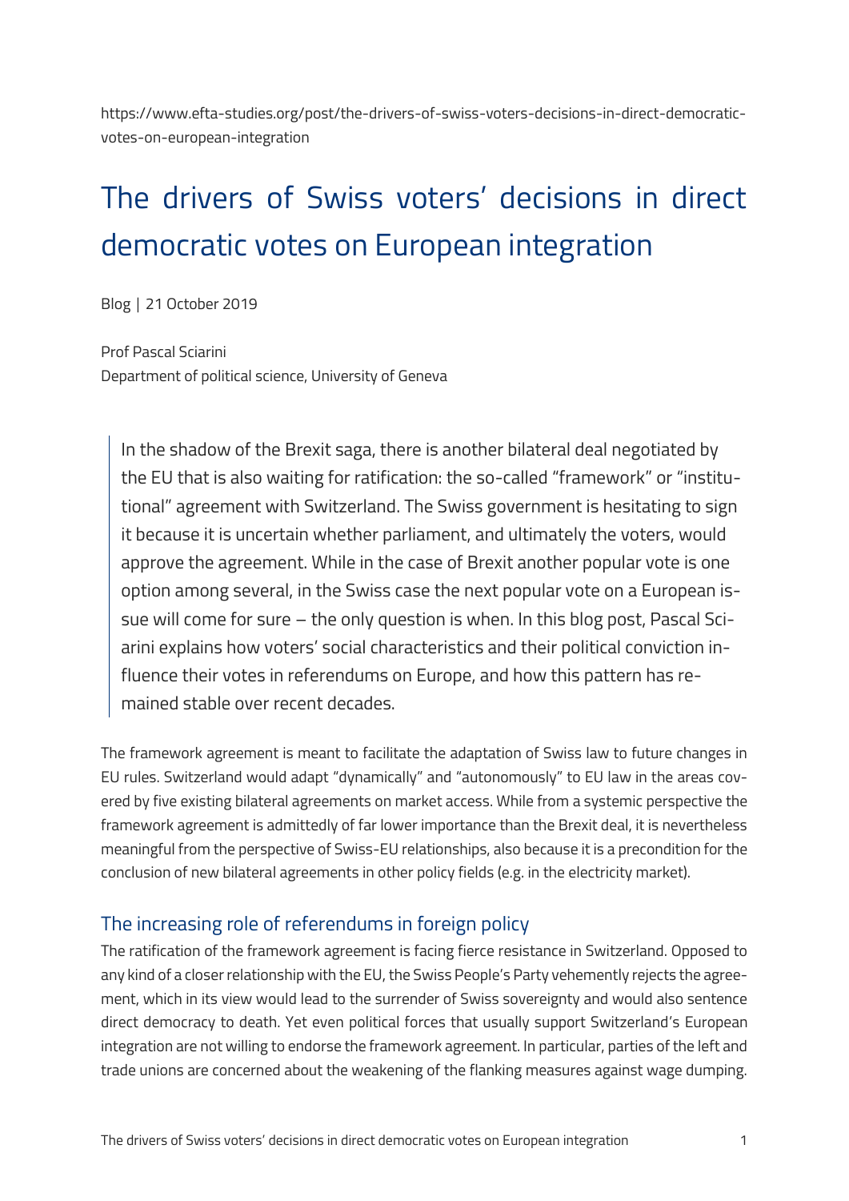https://www.efta-studies.org/post/the-drivers-of-swiss-voters-decisions-in-direct-democratic-votes-on-european-integration

# The drivers of Swiss voters' decisions in direct democratic votes on European integration

Blog | 21 October 2019

Prof Pascal Sciarini
Department of political science, University of Geneva

> In the shadow of the Brexit saga, there is another bilateral deal negotiated by the EU that is also waiting for ratification: the so-called "framework" or "institutional" agreement with Switzerland. The Swiss government is hesitating to sign it because it is uncertain whether parliament, and ultimately the voters, would approve the agreement. While in the case of Brexit another popular vote is one option among several, in the Swiss case the next popular vote on a European issue will come for sure – the only question is when. In this blog post, Pascal Sciarini explains how voters' social characteristics and their political conviction influence their votes in referendums on Europe, and how this pattern has remained stable over recent decades.

The framework agreement is meant to facilitate the adaptation of Swiss law to future changes in EU rules. Switzerland would adapt "dynamically" and "autonomously" to EU law in the areas covered by five existing bilateral agreements on market access. While from a systemic perspective the framework agreement is admittedly of far lower importance than the Brexit deal, it is nevertheless meaningful from the perspective of Swiss-EU relationships, also because it is a precondition for the conclusion of new bilateral agreements in other policy fields (e.g. in the electricity market).

## The increasing role of referendums in foreign policy

The ratification of the framework agreement is facing fierce resistance in Switzerland. Opposed to any kind of a closer relationship with the EU, the Swiss People's Party vehemently rejects the agreement, which in its view would lead to the surrender of Swiss sovereignty and would also sentence direct democracy to death. Yet even political forces that usually support Switzerland's European integration are not willing to endorse the framework agreement. In particular, parties of the left and trade unions are concerned about the weakening of the flanking measures against wage dumping.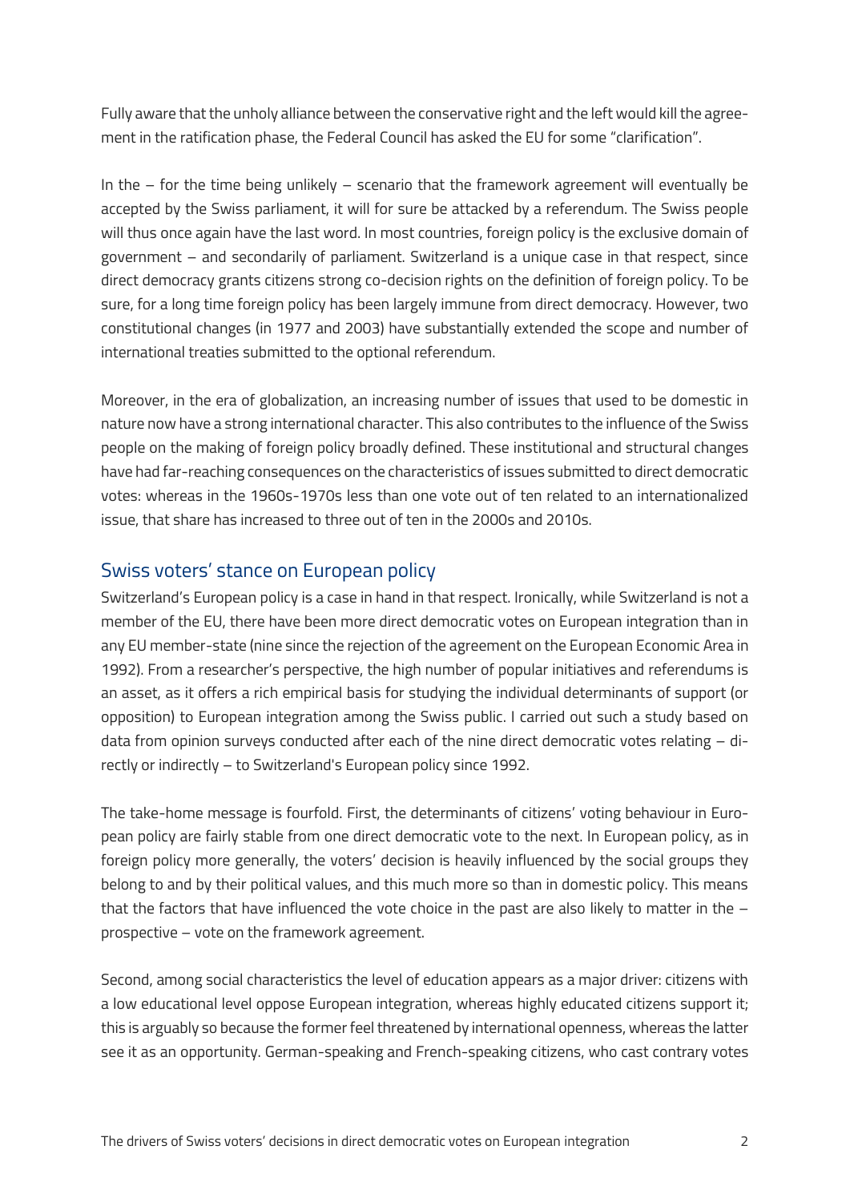Fully aware that the unholy alliance between the conservative right and the left would kill the agreement in the ratification phase, the Federal Council has asked the EU for some "clarification".

In the – for the time being unlikely – scenario that the framework agreement will eventually be accepted by the Swiss parliament, it will for sure be attacked by a referendum. The Swiss people will thus once again have the last word. In most countries, foreign policy is the exclusive domain of government – and secondarily of parliament. Switzerland is a unique case in that respect, since direct democracy grants citizens strong co-decision rights on the definition of foreign policy. To be sure, for a long time foreign policy has been largely immune from direct democracy. However, two constitutional changes (in 1977 and 2003) have substantially extended the scope and number of international treaties submitted to the optional referendum.

Moreover, in the era of globalization, an increasing number of issues that used to be domestic in nature now have a strong international character. This also contributes to the influence of the Swiss people on the making of foreign policy broadly defined. These institutional and structural changes have had far-reaching consequences on the characteristics of issues submitted to direct democratic votes: whereas in the 1960s-1970s less than one vote out of ten related to an internationalized issue, that share has increased to three out of ten in the 2000s and 2010s.

## Swiss voters' stance on European policy

Switzerland's European policy is a case in hand in that respect. Ironically, while Switzerland is not a member of the EU, there have been more direct democratic votes on European integration than in any EU member-state (nine since the rejection of the agreement on the European Economic Area in 1992). From a researcher's perspective, the high number of popular initiatives and referendums is an asset, as it offers a rich empirical basis for studying the individual determinants of support (or opposition) to European integration among the Swiss public. I carried out such a study based on data from opinion surveys conducted after each of the nine direct democratic votes relating – directly or indirectly – to Switzerland's European policy since 1992.

The take-home message is fourfold. First, the determinants of citizens' voting behaviour in European policy are fairly stable from one direct democratic vote to the next. In European policy, as in foreign policy more generally, the voters' decision is heavily influenced by the social groups they belong to and by their political values, and this much more so than in domestic policy. This means that the factors that have influenced the vote choice in the past are also likely to matter in the – prospective – vote on the framework agreement.

Second, among social characteristics the level of education appears as a major driver: citizens with a low educational level oppose European integration, whereas highly educated citizens support it; this is arguably so because the former feel threatened by international openness, whereas the latter see it as an opportunity. German-speaking and French-speaking citizens, who cast contrary votes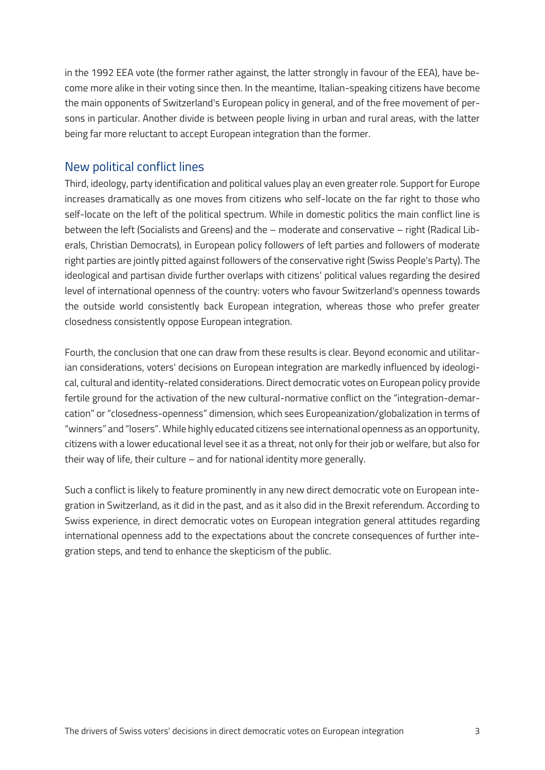in the 1992 EEA vote (the former rather against, the latter strongly in favour of the EEA), have become more alike in their voting since then. In the meantime, Italian-speaking citizens have become the main opponents of Switzerland's European policy in general, and of the free movement of persons in particular. Another divide is between people living in urban and rural areas, with the latter being far more reluctant to accept European integration than the former.

## New political conflict lines

Third, ideology, party identification and political values play an even greater role. Support for Europe increases dramatically as one moves from citizens who self-locate on the far right to those who self-locate on the left of the political spectrum. While in domestic politics the main conflict line is between the left (Socialists and Greens) and the – moderate and conservative – right (Radical Liberals, Christian Democrats), in European policy followers of left parties and followers of moderate right parties are jointly pitted against followers of the conservative right (Swiss People's Party). The ideological and partisan divide further overlaps with citizens' political values regarding the desired level of international openness of the country: voters who favour Switzerland's openness towards the outside world consistently back European integration, whereas those who prefer greater closedness consistently oppose European integration.

Fourth, the conclusion that one can draw from these results is clear. Beyond economic and utilitarian considerations, voters' decisions on European integration are markedly influenced by ideological, cultural and identity-related considerations. Direct democratic votes on European policy provide fertile ground for the activation of the new cultural-normative conflict on the "integration-demarcation" or "closedness-openness" dimension, which sees Europeanization/globalization in terms of "winners" and "losers". While highly educated citizens see international openness as an opportunity, citizens with a lower educational level see it as a threat, not only for their job or welfare, but also for their way of life, their culture – and for national identity more generally.

Such a conflict is likely to feature prominently in any new direct democratic vote on European integration in Switzerland, as it did in the past, and as it also did in the Brexit referendum. According to Swiss experience, in direct democratic votes on European integration general attitudes regarding international openness add to the expectations about the concrete consequences of further integration steps, and tend to enhance the skepticism of the public.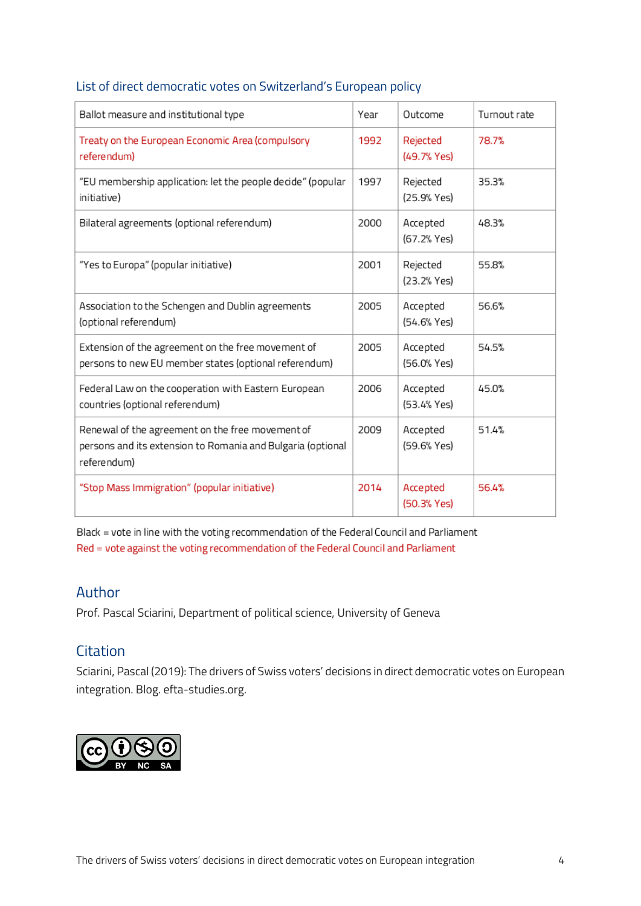## List of direct democratic votes on Switzerland's European policy

| Ballot measure and institutional type | Year | Outcome | Turnout rate |
|---|---|---|---|
| Treaty on the European Economic Area (compulsory referendum) | 1992 | Rejected (49.7% Yes) | 78.7% |
| "EU membership application: let the people decide" (popular initiative) | 1997 | Rejected (25.9% Yes) | 35.3% |
| Bilateral agreements (optional referendum) | 2000 | Accepted (67.2% Yes) | 48.3% |
| "Yes to Europa" (popular initiative) | 2001 | Rejected (23.2% Yes) | 55.8% |
| Association to the Schengen and Dublin agreements (optional referendum) | 2005 | Accepted (54.6% Yes) | 56.6% |
| Extension of the agreement on the free movement of persons to new EU member states (optional referendum) | 2005 | Accepted (56.0% Yes) | 54.5% |
| Federal Law on the cooperation with Eastern European countries (optional referendum) | 2006 | Accepted (53.4% Yes) | 45.0% |
| Renewal of the agreement on the free movement of persons and its extension to Romania and Bulgaria (optional referendum) | 2009 | Accepted (59.6% Yes) | 51.4% |
| "Stop Mass Immigration" (popular initiative) | 2014 | Accepted (50.3% Yes) | 56.4% |

Black = vote in line with the voting recommendation of the Federal Council and Parliament
Red = vote against the voting recommendation of the Federal Council and Parliament

## Author

Prof. Pascal Sciarini, Department of political science, University of Geneva

## Citation

Sciarini, Pascal (2019): The drivers of Swiss voters' decisions in direct democratic votes on European integration. Blog. efta-studies.org.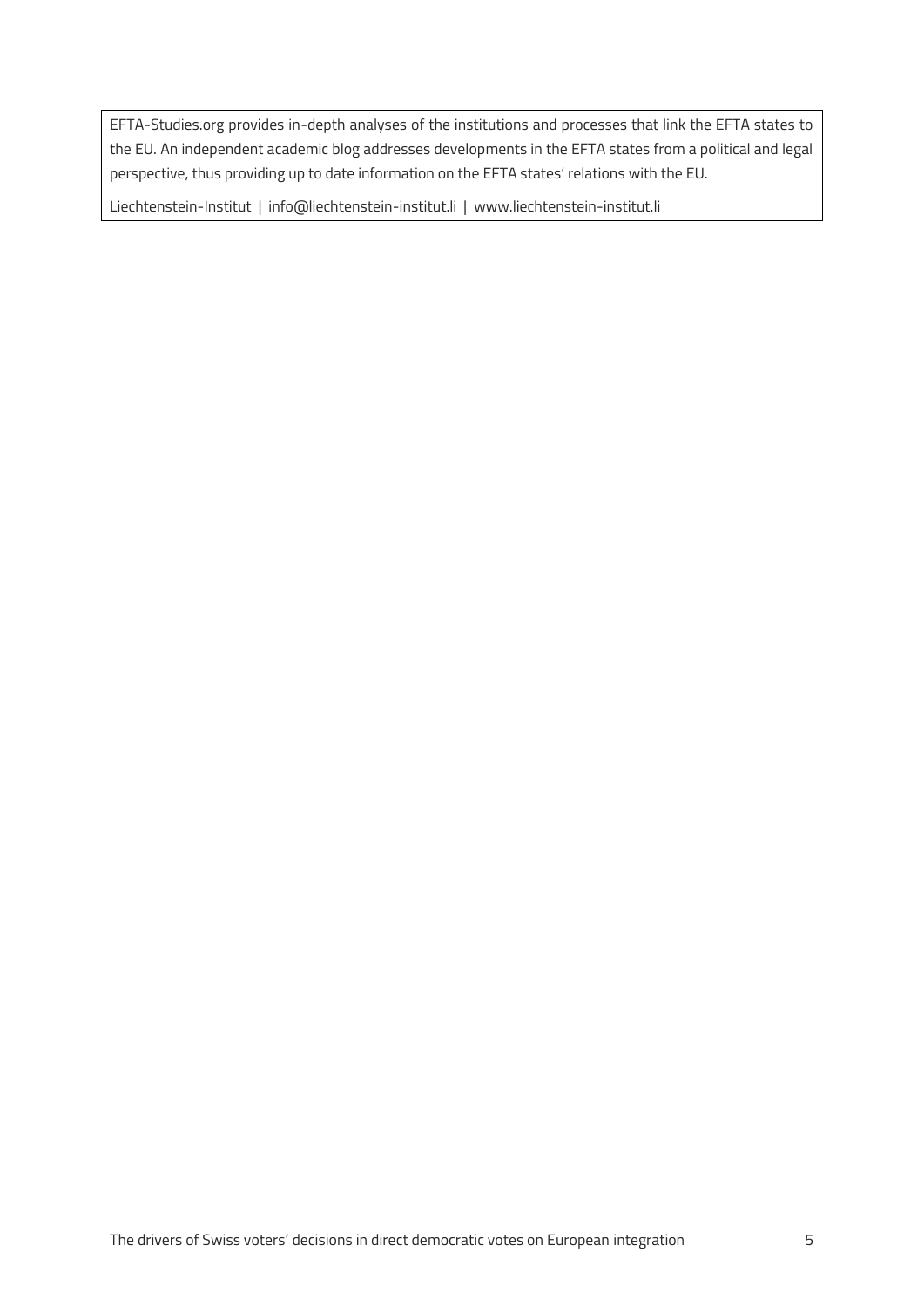EFTA-Studies.org provides in-depth analyses of the institutions and processes that link the EFTA states to the EU. An independent academic blog addresses developments in the EFTA states from a political and legal perspective, thus providing up to date information on the EFTA states' relations with the EU.

Liechtenstein-Institut | info@liechtenstein-institut.li | www.liechtenstein-institut.li